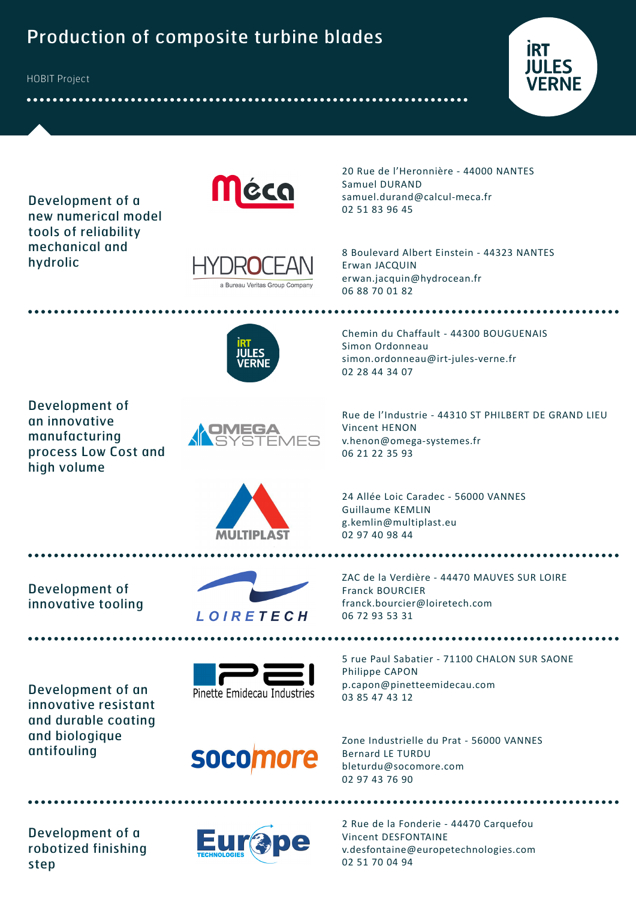# Production of composite turbine blades

HOBIT Project

IRT JULES VERNE

---

**Development of a new numerical model tools of reliability mechanical and hydrolic**

Méca
20 Rue de l'Heronnière - 44000 NANTES
Samuel DURAND
samuel.durand@calcul-meca.fr
02 51 83 96 45

HYDROCEAN – a Bureau Veritas Group Company
8 Boulevard Albert Einstein - 44323 NANTES
Erwan JACQUIN
erwan.jacquin@hydrocean.fr
06 88 70 01 82

---

**Development of an innovative manufacturing process Low Cost and high volume**

IRT JULES VERNE
Chemin du Chaffault - 44300 BOUGUENAIS
Simon Ordonneau
simon.ordonneau@irt-jules-verne.fr
02 28 44 34 07

OMEGA SYSTEMES
Rue de l'Industrie - 44310 ST PHILBERT DE GRAND LIEU
Vincent HENON
v.henon@omega-systemes.fr
06 21 22 35 93

MULTIPLAST
24 Allée Loic Caradec - 56000 VANNES
Guillaume KEMLIN
g.kemlin@multiplast.eu
02 97 40 98 44

---

**Development of innovative tooling**

LOIRETECH
ZAC de la Verdière - 44470 MAUVES SUR LOIRE
Franck BOURCIER
franck.bourcier@loiretech.com
06 72 93 53 31

---

**Development of an innovative resistant and durable coating and biologique antifouling**

PEI – Pinette Emidecau Industries
5 rue Paul Sabatier - 71100 CHALON SUR SAONE
Philippe CAPON
p.capon@pinetteemidecau.com
03 85 47 43 12

socomore
Zone Industrielle du Prat - 56000 VANNES
Bernard LE TURDU
bleturdu@socomore.com
02 97 43 76 90

---

**Development of a robotized finishing step**

Europe Technologies
2 Rue de la Fonderie - 44470 Carquefou
Vincent DESFONTAINE
v.desfontaine@europetechnologies.com
02 51 70 04 94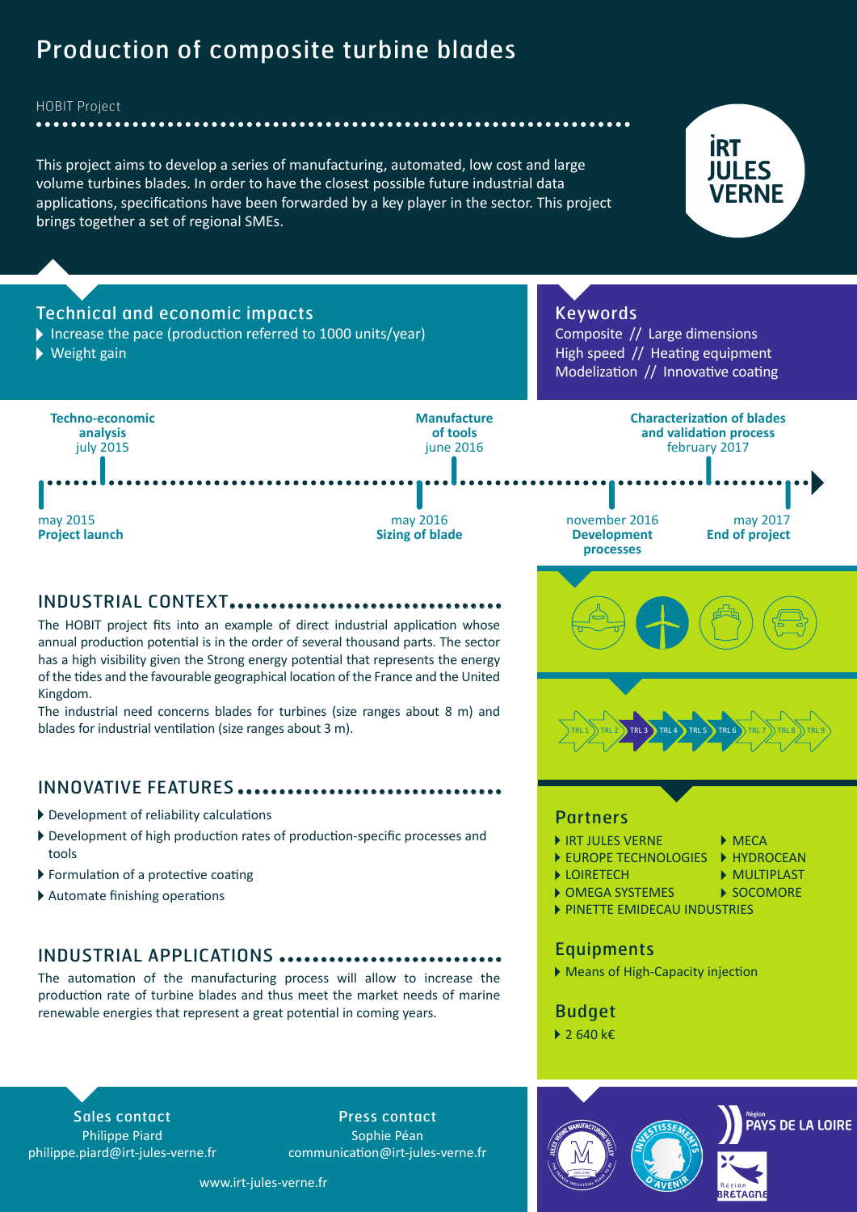# Production of composite turbine blades

HOBIT Project

This project aims to develop a series of manufacturing, automated, low cost and large volume turbines blades. In order to have the closest possible future industrial data applications, specifications have been forwarded by a key player in the sector. This project brings together a set of regional SMEs.

IRT JULES VERNE

## Technical and economic impacts

- Increase the pace (production referred to 1000 units/year)
- Weight gain

## Keywords

Composite // Large dimensions
High speed // Heating equipment
Modelization // Innovative coating

may 2015
**Project launch**

**Techno-economic analysis**
july 2015

may 2016
**Sizing of blade**

**Manufacture of tools**
june 2016

november 2016
**Development processes**

**Characterization of blades and validation process**
february 2017

may 2017
**End of project**

## INDUSTRIAL CONTEXT

The HOBIT project fits into an example of direct industrial application whose annual production potential is in the order of several thousand parts. The sector has a high visibility given the Strong energy potential that represents the energy of the tides and the favourable geographical location of the France and the United Kingdom.

The industrial need concerns blades for turbines (size ranges about 8 m) and blades for industrial ventilation (size ranges about 3 m).

## INNOVATIVE FEATURES

- Development of reliability calculations
- Development of high production rates of production-specific processes and tools
- Formulation of a protective coating
- Automate finishing operations

## INDUSTRIAL APPLICATIONS

The automation of the manufacturing process will allow to increase the production rate of turbine blades and thus meet the market needs of marine renewable energies that represent a great potential in coming years.

TRL 1 TRL 2 TRL 3 TRL 4 TRL 5 TRL 6 TRL 7 TRL 8 TRL 9

## Partners

- IRT JULES VERNE
- EUROPE TECHNOLOGIES
- LOIRETECH
- OMEGA SYSTEMES
- PINETTE EMIDECAU INDUSTRIES
- MECA
- HYDROCEAN
- MULTIPLAST
- SOCOMORE

## Equipments

- Means of High-Capacity injection

## Budget

- 2 640 k€

**Sales contact**
Philippe Piard
philippe.piard@irt-jules-verne.fr

**Press contact**
Sophie Péan
communication@irt-jules-verne.fr

www.irt-jules-verne.fr

JULES VERNE MANUFACTURING VALLEY — INVESTISSEMENTS D'AVENIR — Région PAYS DE LA LOIRE — Région BRETAGNE